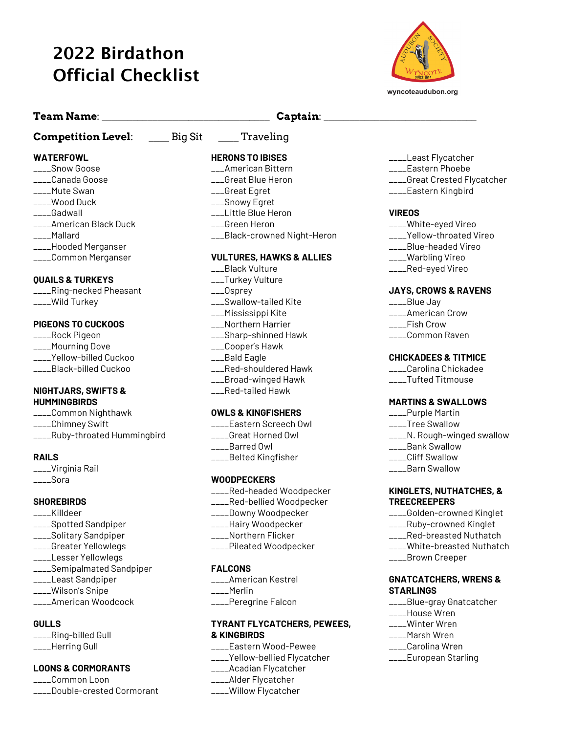# 2022 Birdathon Official Checklist

wyncoteaudubon.org

**Team Name**: ______________________________ **Captain**: ___________________________

**Competition Level**: ____ Big Sit ____ Traveling

**WATERFOWL**

____Snow Goose
____Canada Goose
____Mute Swan
____Wood Duck
____Gadwall
____American Black Duck
____Mallard
____Hooded Merganser
____Common Merganser

**QUAILS & TURKEYS**

____Ring-necked Pheasant
____Wild Turkey

**PIGEONS TO CUCKOOS**

____Rock Pigeon
____Mourning Dove
____Yellow-billed Cuckoo
____Black-billed Cuckoo

**NIGHTJARS, SWIFTS & HUMMINGBIRDS**

____Common Nighthawk
____Chimney Swift
____Ruby-throated Hummingbird

**RAILS**

____Virginia Rail
____Sora

**SHOREBIRDS**

____Killdeer
____Spotted Sandpiper
____Solitary Sandpiper
____Greater Yellowlegs
____Lesser Yellowlegs
____Semipalmated Sandpiper
____Least Sandpiper
____Wilson's Snipe
____American Woodcock

**GULLS**

____Ring-billed Gull
____Herring Gull

**LOONS & CORMORANTS**

____Common Loon
____Double-crested Cormorant

**HERONS TO IBISES**

___American Bittern
___Great Blue Heron
___Great Egret
___Snowy Egret
___Little Blue Heron
___Green Heron
___Black-crowned Night-Heron

**VULTURES, HAWKS & ALLIES**

___Black Vulture
___Turkey Vulture
___Osprey
___Swallow-tailed Kite
___Mississippi Kite
___Northern Harrier
___Sharp-shinned Hawk
___Cooper's Hawk
___Bald Eagle
___Red-shouldered Hawk
___Broad-winged Hawk
___Red-tailed Hawk

**OWLS & KINGFISHERS**

____Eastern Screech Owl
____Great Horned Owl
____Barred Owl
____Belted Kingfisher

**WOODPECKERS**

____Red-headed Woodpecker
____Red-bellied Woodpecker
____Downy Woodpecker
____Hairy Woodpecker
____Northern Flicker
____Pileated Woodpecker

**FALCONS**

____American Kestrel
____Merlin
____Peregrine Falcon

**TYRANT FLYCATCHERS, PEWEES, & KINGBIRDS**

____Eastern Wood-Pewee
____Yellow-bellied Flycatcher
____Acadian Flycatcher
____Alder Flycatcher
____Willow Flycatcher
____Least Flycatcher
____Eastern Phoebe
____Great Crested Flycatcher
____Eastern Kingbird

**VIREOS**

____White-eyed Vireo
____Yellow-throated Vireo
____Blue-headed Vireo
____Warbling Vireo
____Red-eyed Vireo

**JAYS, CROWS & RAVENS**

____Blue Jay
____American Crow
____Fish Crow
____Common Raven

**CHICKADEES & TITMICE**

____Carolina Chickadee
____Tufted Titmouse

**MARTINS & SWALLOWS**

____Purple Martin
____Tree Swallow
____N. Rough-winged swallow
____Bank Swallow
____Cliff Swallow
____Barn Swallow

**KINGLETS, NUTHATCHES, & TREECREEPERS**

____Golden-crowned Kinglet
____Ruby-crowned Kinglet
____Red-breasted Nuthatch
____White-breasted Nuthatch
____Brown Creeper

**GNATCATCHERS, WRENS & STARLINGS**

____Blue-gray Gnatcatcher
____House Wren
____Winter Wren
____Marsh Wren
____Carolina Wren
____European Starling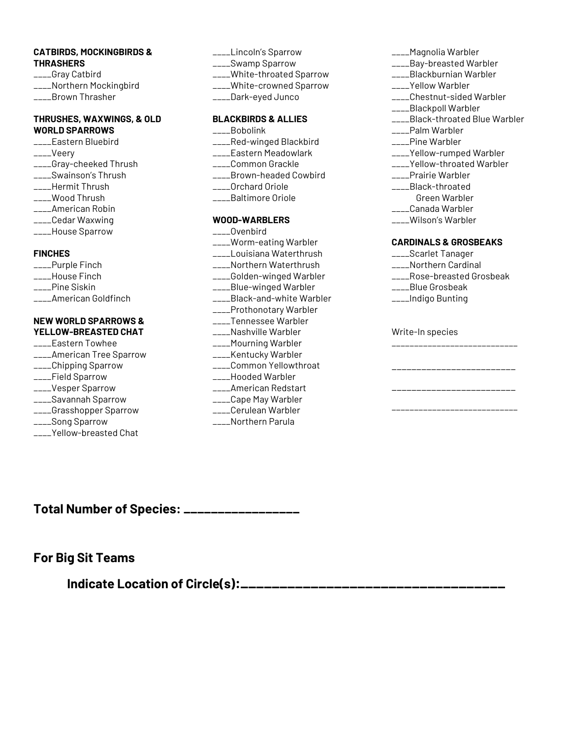**CATBIRDS, MOCKINGBIRDS & THRASHERS**

____Gray Catbird
____Northern Mockingbird
____Brown Thrasher

**THRUSHES, WAXWINGS, & OLD WORLD SPARROWS**

____Eastern Bluebird
____Veery
____Gray-cheeked Thrush
____Swainson's Thrush
____Hermit Thrush
____Wood Thrush
____American Robin
____Cedar Waxwing
____House Sparrow

**FINCHES**

____Purple Finch
____House Finch
____Pine Siskin
____American Goldfinch

**NEW WORLD SPARROWS & YELLOW-BREASTED CHAT**

____Eastern Towhee
____American Tree Sparrow
____Chipping Sparrow
____Field Sparrow
____Vesper Sparrow
____Savannah Sparrow
____Grasshopper Sparrow
____Song Sparrow
____Yellow-breasted Chat
____Lincoln's Sparrow
____Swamp Sparrow
____White-throated Sparrow
____White-crowned Sparrow
____Dark-eyed Junco

**BLACKBIRDS & ALLIES**

____Bobolink
____Red-winged Blackbird
____Eastern Meadowlark
____Common Grackle
____Brown-headed Cowbird
____Orchard Oriole
____Baltimore Oriole

**WOOD-WARBLERS**

____Ovenbird
____Worm-eating Warbler
____Louisiana Waterthrush
____Northern Waterthrush
____Golden-winged Warbler
____Blue-winged Warbler
____Black-and-white Warbler
____Prothonotary Warbler
____Tennessee Warbler
____Nashville Warbler
____Mourning Warbler
____Kentucky Warbler
____Common Yellowthroat
____Hooded Warbler
____American Redstart
____Cape May Warbler
____Cerulean Warbler
____Northern Parula
____Magnolia Warbler
____Bay-breasted Warbler
____Blackburnian Warbler
____Yellow Warbler
____Chestnut-sided Warbler
____Blackpoll Warbler
____Black-throated Blue Warbler
____Palm Warbler
____Pine Warbler
____Yellow-rumped Warbler
____Yellow-throated Warbler
____Prairie Warbler
____Black-throated Green Warbler
____Canada Warbler
____Wilson's Warbler

**CARDINALS & GROSBEAKS**

____Scarlet Tanager
____Northern Cardinal
____Rose-breasted Grosbeak
____Blue Grosbeak
____Indigo Bunting

Write-In species

____________________________

____________________________

____________________________

____________________________

## Total Number of Species: ________________

## For Big Sit Teams

### Indicate Location of Circle(s):____________________________________